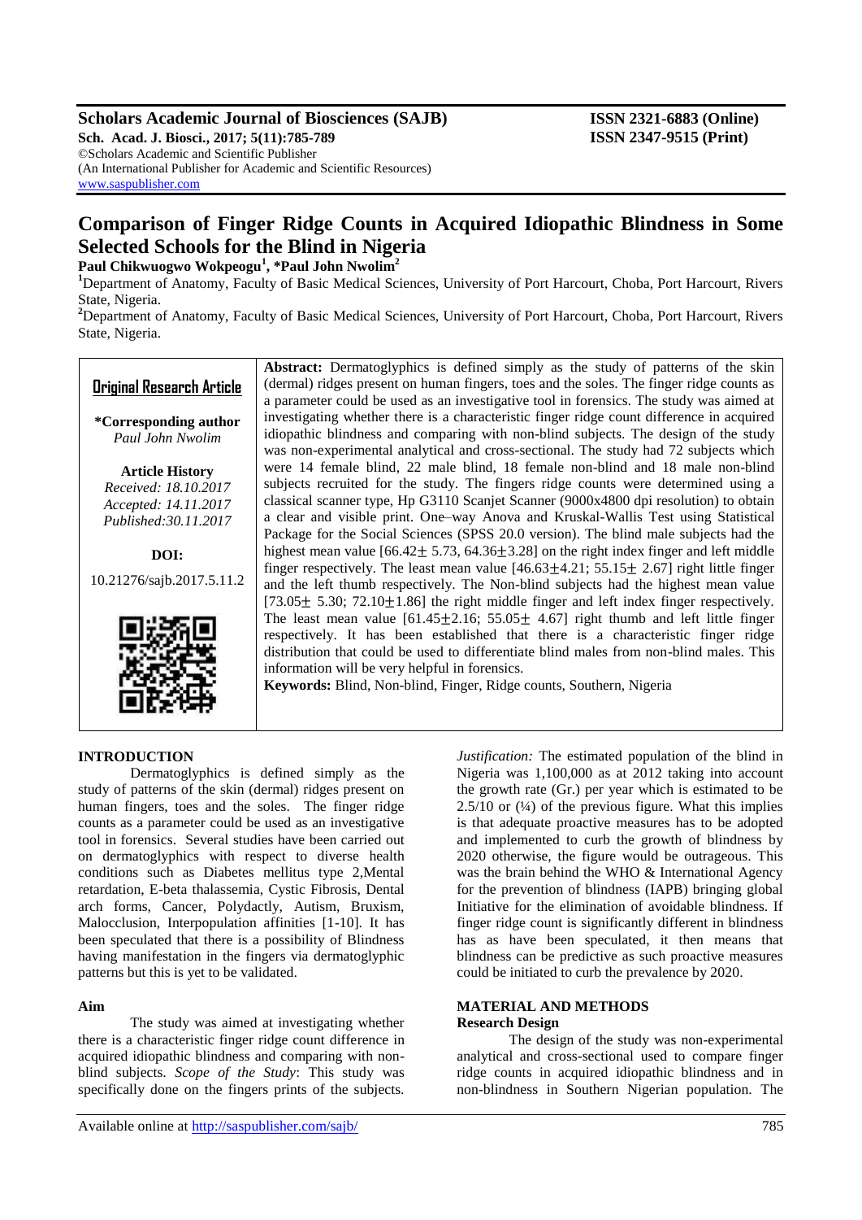# Comparison of Finger Ridge Counts in Acquired Idiopathic Blindness in Some Selected Schools for the Blind in Nigeria

**Paul Chikwuogwo Wokpeogu[1], *Paul John Nwolim[2]**

[1]Department of Anatomy, Faculty of Basic Medical Sciences, University of Port Harcourt, Choba, Port Harcourt, Rivers State, Nigeria.

[2]Department of Anatomy, Faculty of Basic Medical Sciences, University of Port Harcourt, Choba, Port Harcourt, Rivers State, Nigeria.

**Original Research Article**

***Corresponding author**
*Paul John Nwolim*

**Article History**
*Received: 18.10.2017*
*Accepted: 14.11.2017*
*Published:30.11.2017*

**DOI:**
10.21276/sajb.2017.5.11.2

**Abstract:** Dermatoglyphics is defined simply as the study of patterns of the skin (dermal) ridges present on human fingers, toes and the soles. The finger ridge counts as a parameter could be used as an investigative tool in forensics. The study was aimed at investigating whether there is a characteristic finger ridge count difference in acquired idiopathic blindness and comparing with non-blind subjects. The design of the study was non-experimental analytical and cross-sectional. The study had 72 subjects which were 14 female blind, 22 male blind, 18 female non-blind and 18 male non-blind subjects recruited for the study. The fingers ridge counts were determined using a classical scanner type, Hp G3110 Scanjet Scanner (9000x4800 dpi resolution) to obtain a clear and visible print. One–way Anova and Kruskal-Wallis Test using Statistical Package for the Social Sciences (SPSS 20.0 version). The blind male subjects had the highest mean value [$66.42\pm 5.73$, $64.36\pm3.28$] on the right index finger and left middle finger respectively. The least mean value [$46.63\pm4.21$; $55.15\pm 2.67$] right little finger and the left thumb respectively. The Non-blind subjects had the highest mean value [$73.05\pm 5.30$; $72.10\pm1.86$] the right middle finger and left index finger respectively. The least mean value [$61.45\pm2.16$; $55.05\pm 4.67$] right thumb and left little finger respectively. It has been established that there is a characteristic finger ridge distribution that could be used to differentiate blind males from non-blind males. This information will be very helpful in forensics.

**Keywords:** Blind, Non-blind, Finger, Ridge counts, Southern, Nigeria

## INTRODUCTION

Dermatoglyphics is defined simply as the study of patterns of the skin (dermal) ridges present on human fingers, toes and the soles. The finger ridge counts as a parameter could be used as an investigative tool in forensics. Several studies have been carried out on dermatoglyphics with respect to diverse health conditions such as Diabetes mellitus type 2,Mental retardation, E-beta thalassemia, Cystic Fibrosis, Dental arch forms, Cancer, Polydactly, Autism, Bruxism, Malocclusion, Interpopulation affinities [1-10]. It has been speculated that there is a possibility of Blindness having manifestation in the fingers via dermatoglyphic patterns but this is yet to be validated.

### Aim

The study was aimed at investigating whether there is a characteristic finger ridge count difference in acquired idiopathic blindness and comparing with non-blind subjects. *Scope of the Study*: This study was specifically done on the fingers prints of the subjects.

*Justification:* The estimated population of the blind in Nigeria was 1,100,000 as at 2012 taking into account the growth rate (Gr.) per year which is estimated to be 2.5/10 or (¼) of the previous figure. What this implies is that adequate proactive measures has to be adopted and implemented to curb the growth of blindness by 2020 otherwise, the figure would be outrageous. This was the brain behind the WHO & International Agency for the prevention of blindness (IAPB) bringing global Initiative for the elimination of avoidable blindness. If finger ridge count is significantly different in blindness has as have been speculated, it then means that blindness can be predictive as such proactive measures could be initiated to curb the prevalence by 2020.

## MATERIAL AND METHODS

### Research Design

The design of the study was non-experimental analytical and cross-sectional used to compare finger ridge counts in acquired idiopathic blindness and in non-blindness in Southern Nigerian population. The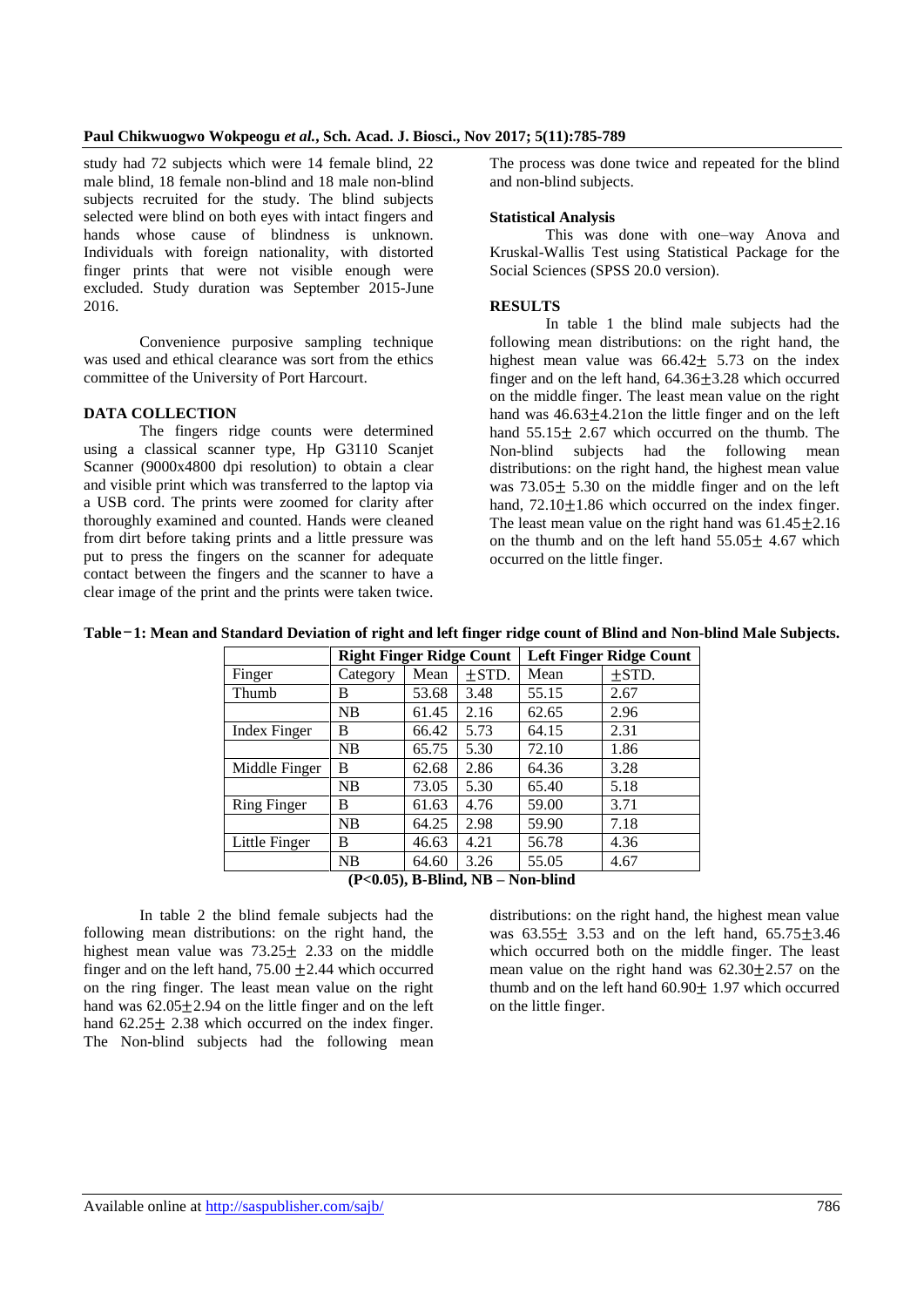study had 72 subjects which were 14 female blind, 22 male blind, 18 female non-blind and 18 male non-blind subjects recruited for the study. The blind subjects selected were blind on both eyes with intact fingers and hands whose cause of blindness is unknown. Individuals with foreign nationality, with distorted finger prints that were not visible enough were excluded. Study duration was September 2015-June 2016.

Convenience purposive sampling technique was used and ethical clearance was sort from the ethics committee of the University of Port Harcourt.

## DATA COLLECTION

The fingers ridge counts were determined using a classical scanner type, Hp G3110 Scanjet Scanner (9000x4800 dpi resolution) to obtain a clear and visible print which was transferred to the laptop via a USB cord. The prints were zoomed for clarity after thoroughly examined and counted. Hands were cleaned from dirt before taking prints and a little pressure was put to press the fingers on the scanner for adequate contact between the fingers and the scanner to have a clear image of the print and the prints were taken twice. The process was done twice and repeated for the blind and non-blind subjects.

### Statistical Analysis

This was done with one–way Anova and Kruskal-Wallis Test using Statistical Package for the Social Sciences (SPSS 20.0 version).

## RESULTS

In table 1 the blind male subjects had the following mean distributions: on the right hand, the highest mean value was 66.42± 5.73 on the index finger and on the left hand, 64.36±3.28 which occurred on the middle finger. The least mean value on the right hand was 46.63±4.21on the little finger and on the left hand 55.15± 2.67 which occurred on the thumb. The Non-blind subjects had the following mean distributions: on the right hand, the highest mean value was 73.05± 5.30 on the middle finger and on the left hand, 72.10±1.86 which occurred on the index finger. The least mean value on the right hand was 61.45±2.16 on the thumb and on the left hand 55.05± 4.67 which occurred on the little finger.

**Table-1: Mean and Standard Deviation of right and left finger ridge count of Blind and Non-blind Male Subjects.**

| | | Right Finger Ridge Count | | Left Finger Ridge Count | |
|---|---|---|---|---|---|
| Finger | Category | Mean | ±STD. | Mean | ±STD. |
| Thumb | B | 53.68 | 3.48 | 55.15 | 2.67 |
| | NB | 61.45 | 2.16 | 62.65 | 2.96 |
| Index Finger | B | 66.42 | 5.73 | 64.15 | 2.31 |
| | NB | 65.75 | 5.30 | 72.10 | 1.86 |
| Middle Finger | B | 62.68 | 2.86 | 64.36 | 3.28 |
| | NB | 73.05 | 5.30 | 65.40 | 5.18 |
| Ring Finger | B | 61.63 | 4.76 | 59.00 | 3.71 |
| | NB | 64.25 | 2.98 | 59.90 | 7.18 |
| Little Finger | B | 46.63 | 4.21 | 56.78 | 4.36 |
| | NB | 64.60 | 3.26 | 55.05 | 4.67 |

**(P<0.05), B-Blind, NB – Non-blind**

In table 2 the blind female subjects had the following mean distributions: on the right hand, the highest mean value was 73.25± 2.33 on the middle finger and on the left hand, 75.00 ±2.44 which occurred on the ring finger. The least mean value on the right hand was 62.05±2.94 on the little finger and on the left hand 62.25± 2.38 which occurred on the index finger. The Non-blind subjects had the following mean distributions: on the right hand, the highest mean value was 63.55± 3.53 and on the left hand, 65.75±3.46 which occurred both on the middle finger. The least mean value on the right hand was 62.30±2.57 on the thumb and on the left hand 60.90± 1.97 which occurred on the little finger.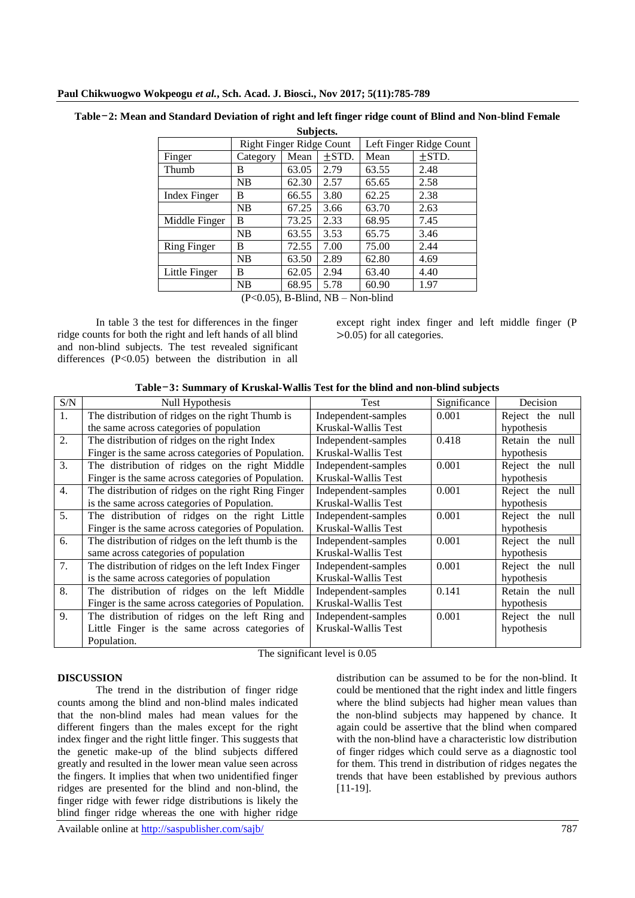**Table−2: Mean and Standard Deviation of right and left finger ridge count of Blind and Non-blind Female Subjects.**

| | Right Finger Ridge Count | | | Left Finger Ridge Count | |
|---|---|---|---|---|---|
| Finger | Category | Mean | ±STD. | Mean | ±STD. |
| Thumb | B | 63.05 | 2.79 | 63.55 | 2.48 |
| | NB | 62.30 | 2.57 | 65.65 | 2.58 |
| Index Finger | B | 66.55 | 3.80 | 62.25 | 2.38 |
| | NB | 67.25 | 3.66 | 63.70 | 2.63 |
| Middle Finger | B | 73.25 | 2.33 | 68.95 | 7.45 |
| | NB | 63.55 | 3.53 | 65.75 | 3.46 |
| Ring Finger | B | 72.55 | 7.00 | 75.00 | 2.44 |
| | NB | 63.50 | 2.89 | 62.80 | 4.69 |
| Little Finger | B | 62.05 | 2.94 | 63.40 | 4.40 |
| | NB | 68.95 | 5.78 | 60.90 | 1.97 |

(P<0.05), B-Blind, NB – Non-blind

In table 3 the test for differences in the finger ridge counts for both the right and left hands of all blind and non-blind subjects. The test revealed significant differences (P<0.05) between the distribution in all except right index finger and left middle finger (P >0.05) for all categories.

**Table−3: Summary of Kruskal-Wallis Test for the blind and non-blind subjects**

| S/N | Null Hypothesis | Test | Significance | Decision |
|---|---|---|---|---|
| 1. | The distribution of ridges on the right Thumb is the same across categories of population | Independent-samples Kruskal-Wallis Test | 0.001 | Reject the null hypothesis |
| 2. | The distribution of ridges on the right Index Finger is the same across categories of Population. | Independent-samples Kruskal-Wallis Test | 0.418 | Retain the null hypothesis |
| 3. | The distribution of ridges on the right Middle Finger is the same across categories of Population. | Independent-samples Kruskal-Wallis Test | 0.001 | Reject the null hypothesis |
| 4. | The distribution of ridges on the right Ring Finger is the same across categories of Population. | Independent-samples Kruskal-Wallis Test | 0.001 | Reject the null hypothesis |
| 5. | The distribution of ridges on the right Little Finger is the same across categories of Population. | Independent-samples Kruskal-Wallis Test | 0.001 | Reject the null hypothesis |
| 6. | The distribution of ridges on the left thumb is the same across categories of population | Independent-samples Kruskal-Wallis Test | 0.001 | Reject the null hypothesis |
| 7. | The distribution of ridges on the left Index Finger is the same across categories of population | Independent-samples Kruskal-Wallis Test | 0.001 | Reject the null hypothesis |
| 8. | The distribution of ridges on the left Middle Finger is the same across categories of Population. | Independent-samples Kruskal-Wallis Test | 0.141 | Retain the null hypothesis |
| 9. | The distribution of ridges on the left Ring and Little Finger is the same across categories of Population. | Independent-samples Kruskal-Wallis Test | 0.001 | Reject the null hypothesis |

The significant level is 0.05

## DISCUSSION

The trend in the distribution of finger ridge counts among the blind and non-blind males indicated that the non-blind males had mean values for the different fingers than the males except for the right index finger and the right little finger. This suggests that the genetic make-up of the blind subjects differed greatly and resulted in the lower mean value seen across the fingers. It implies that when two unidentified finger ridges are presented for the blind and non-blind, the finger ridge with fewer ridge distributions is likely the blind finger ridge whereas the one with higher ridge distribution can be assumed to be for the non-blind. It could be mentioned that the right index and little fingers where the blind subjects had higher mean values than the non-blind subjects may happened by chance. It again could be assertive that the blind when compared with the non-blind have a characteristic low distribution of finger ridges which could serve as a diagnostic tool for them. This trend in distribution of ridges negates the trends that have been established by previous authors [11-19].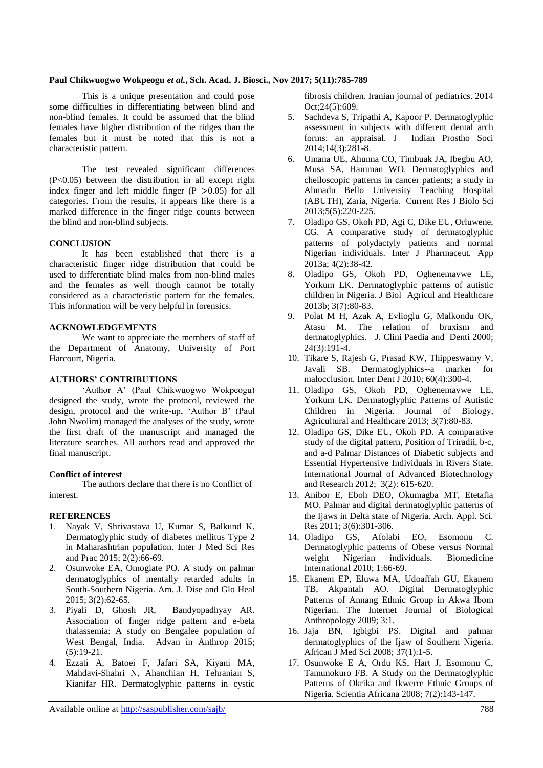This is a unique presentation and could pose some difficulties in differentiating between blind and non-blind females. It could be assumed that the blind females have higher distribution of the ridges than the females but it must be noted that this is not a characteristic pattern.

The test revealed significant differences ($P<0.05$) between the distribution in all except right index finger and left middle finger ($P >0.05$) for all categories. From the results, it appears like there is a marked difference in the finger ridge counts between the blind and non-blind subjects.

## CONCLUSION

It has been established that there is a characteristic finger ridge distribution that could be used to differentiate blind males from non-blind males and the females as well though cannot be totally considered as a characteristic pattern for the females. This information will be very helpful in forensics.

## ACKNOWLEDGEMENTS

We want to appreciate the members of staff of the Department of Anatomy, University of Port Harcourt, Nigeria.

## AUTHORS' CONTRIBUTIONS

'Author A' (Paul Chikwuogwo Wokpeogu) designed the study, wrote the protocol, reviewed the design, protocol and the write-up, 'Author B' (Paul John Nwolim) managed the analyses of the study, wrote the first draft of the manuscript and managed the literature searches. All authors read and approved the final manuscript.

### Conflict of interest

The authors declare that there is no Conflict of interest.

## REFERENCES

1. Nayak V, Shrivastava U, Kumar S, Balkund K. Dermatoglyphic study of diabetes mellitus Type 2 in Maharashtrian population. Inter J Med Sci Res and Prac 2015; 2(2):66-69.
2. Osunwoke EA, Omogiate PO. A study on palmar dermatoglyphics of mentally retarded adults in South-Southern Nigeria. Am. J. Dise and Glo Heal 2015; 3(2):62-65.
3. Piyali D, Ghosh JR, Bandyopadhyay AR. Association of finger ridge pattern and e-beta thalassemia: A study on Bengalee population of West Bengal, India. Advan in Anthrop 2015; (5):19-21.
4. Ezzati A, Batoei F, Jafari SA, Kiyani MA, Mahdavi-Shahri N, Ahanchian H, Tehranian S, Kianifar HR. Dermatoglyphic patterns in cystic fibrosis children. Iranian journal of pediatrics. 2014 Oct;24(5):609.
5. Sachdeva S, Tripathi A, Kapoor P. Dermatoglyphic assessment in subjects with different dental arch forms: an appraisal. J Indian Prostho Soci 2014;14(3):281-8.
6. Umana UE, Ahunna CO, Timbuak JA, Ibegbu AO, Musa SA, Hamman WO. Dermatoglyphics and cheiloscopic patterns in cancer patients; a study in Ahmadu Bello University Teaching Hospital (ABUTH), Zaria, Nigeria. Current Res J Biolo Sci 2013;5(5):220-225.
7. Oladipo GS, Okoh PD, Agi C, Dike EU, Orluwene, CG. A comparative study of dermatoglyphic patterns of polydactyly patients and normal Nigerian individuals. Inter J Pharmaceut. App 2013a; 4(2):38-42.
8. Oladipo GS, Okoh PD, Oghenemavwe LE, Yorkum LK. Dermatoglyphic patterns of autistic children in Nigeria. J Biol Agricul and Healthcare 2013b; 3(7):80-83.
9. Polat M H, Azak A, Evlioglu G, Malkondu OK, Atasu M. The relation of bruxism and dermatoglyphics. J. Clini Paedia and Denti 2000; 24(3):191-4.
10. Tikare S, Rajesh G, Prasad KW, Thippeswamy V, Javali SB. Dermatoglyphics--a marker for malocclusion. Inter Dent J 2010; 60(4):300-4.
11. Oladipo GS, Okoh PD, Oghenemavwe LE, Yorkum LK. Dermatoglyphic Patterns of Autistic Children in Nigeria. Journal of Biology, Agricultural and Healthcare 2013; 3(7):80-83.
12. Oladipo GS, Dike EU, Okoh PD. A comparative study of the digital pattern, Position of Triradii, b-c, and a-d Palmar Distances of Diabetic subjects and Essential Hypertensive Individuals in Rivers State. International Journal of Advanced Biotechnology and Research 2012; 3(2): 615-620.
13. Anibor E, Eboh DEO, Okumagba MT, Etetafia MO. Palmar and digital dermatoglyphic patterns of the Ijaws in Delta state of Nigeria. Arch. Appl. Sci. Res 2011; 3(6):301-306.
14. Oladipo GS, Afolabi EO, Esomonu C. Dermatoglyphic patterns of Obese versus Normal weight Nigerian individuals. Biomedicine International 2010; 1:66-69.
15. Ekanem EP, Eluwa MA, Udoaffah GU, Ekanem TB, Akpantah AO. Digital Dermatoglyphic Patterns of Annang Ethnic Group in Akwa Ibom Nigerian. The Internet Journal of Biological Anthropology 2009; 3:1.
16. Jaja BN, Igbigbi PS. Digital and palmar dermatoglyphics of the Ijaw of Southern Nigeria. African J Med Sci 2008; 37(1):1-5.
17. Osunwoke E A, Ordu KS, Hart J, Esomonu C, Tamunokuro FB. A Study on the Dermatoglyphic Patterns of Okrika and Ikwerre Ethnic Groups of Nigeria. Scientia Africana 2008; 7(2):143-147.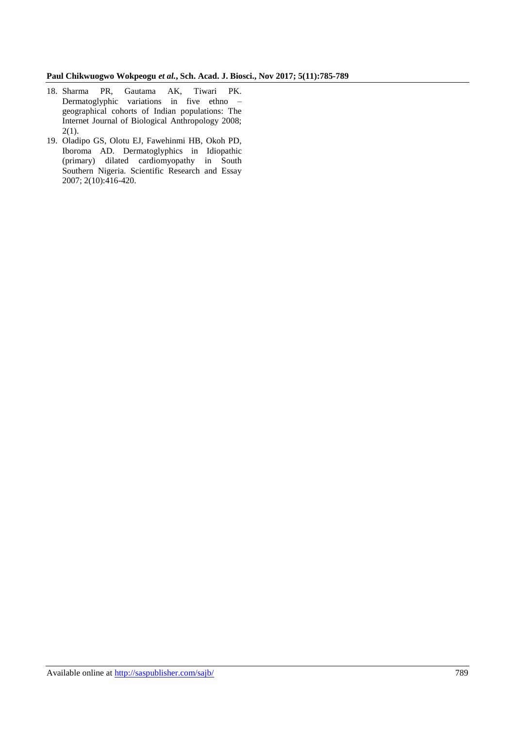18. Sharma PR, Gautama AK, Tiwari PK. Dermatoglyphic variations in five ethno – geographical cohorts of Indian populations: The Internet Journal of Biological Anthropology 2008; 2(1).
19. Oladipo GS, Olotu EJ, Fawehinmi HB, Okoh PD, Iboroma AD. Dermatoglyphics in Idiopathic (primary) dilated cardiomyopathy in South Southern Nigeria. Scientific Research and Essay 2007; 2(10):416-420.